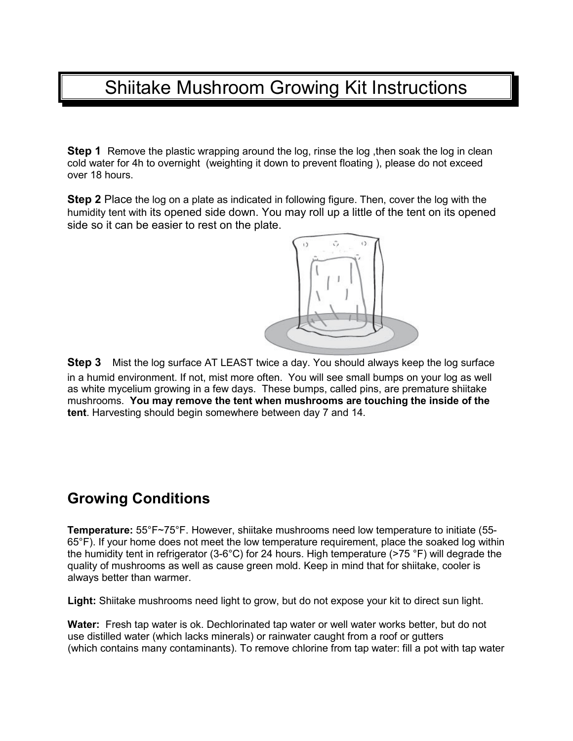# Shiitake Mushroom Growing Kit Instructions

**Step 1** Remove the plastic wrapping around the log, rinse the log ,then soak the log in clean cold water for 4h to overnight (weighting it down to prevent floating ), please do not exceed over 18 hours.

**Step 2** Place the log on a plate as indicated in following figure. Then, cover the log with the humidity tent with its opened side down. You may roll up a little of the tent on its opened side so it can be easier to rest on the plate.

**Step 3** Mist the log surface AT LEAST twice a day. You should always keep the log surface in a humid environment. If not, mist more often. You will see small bumps on your log as well as white mycelium growing in a few days. These bumps, called pins, are premature shiitake mushrooms. **You may remove the tent when mushrooms are touching the inside of the tent**. Harvesting should begin somewhere between day 7 and 14.

## Growing Conditions

**Temperature:** 55°F~75°F. However, shiitake mushrooms need low temperature to initiate (55-65°F). If your home does not meet the low temperature requirement, place the soaked log within the humidity tent in refrigerator (3-6°C) for 24 hours. High temperature (>75 °F) will degrade the quality of mushrooms as well as cause green mold. Keep in mind that for shiitake, cooler is always better than warmer.

**Light:** Shiitake mushrooms need light to grow, but do not expose your kit to direct sun light.

**Water:** Fresh tap water is ok. Dechlorinated tap water or well water works better, but do not use distilled water (which lacks minerals) or rainwater caught from a roof or gutters (which contains many contaminants). To remove chlorine from tap water: fill a pot with tap water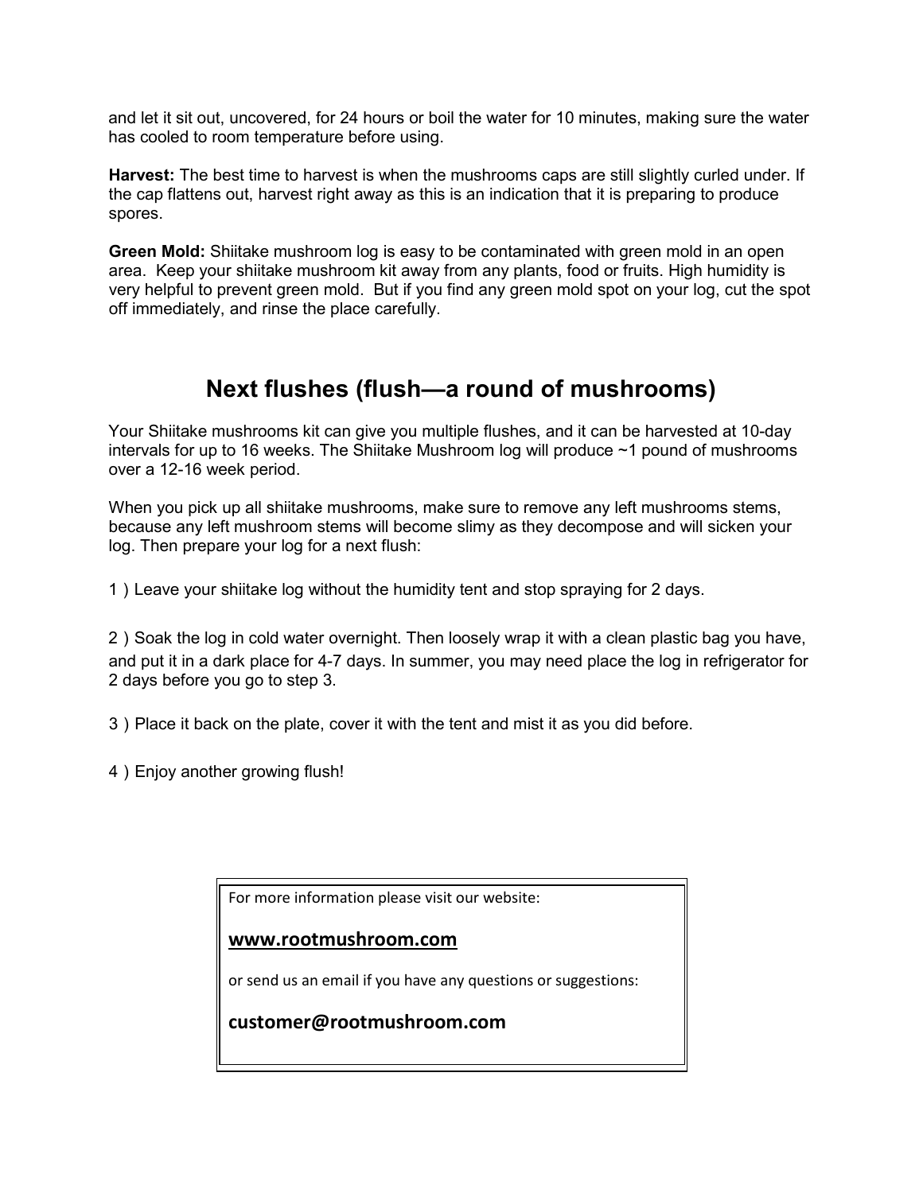and let it sit out, uncovered, for 24 hours or boil the water for 10 minutes, making sure the water has cooled to room temperature before using.

**Harvest:** The best time to harvest is when the mushrooms caps are still slightly curled under. If the cap flattens out, harvest right away as this is an indication that it is preparing to produce spores.

**Green Mold:** Shiitake mushroom log is easy to be contaminated with green mold in an open area. Keep your shiitake mushroom kit away from any plants, food or fruits. High humidity is very helpful to prevent green mold. But if you find any green mold spot on your log, cut the spot off immediately, and rinse the place carefully.

## Next flushes (flush—a round of mushrooms)

Your Shiitake mushrooms kit can give you multiple flushes, and it can be harvested at 10-day intervals for up to 16 weeks. The Shiitake Mushroom log will produce ~1 pound of mushrooms over a 12-16 week period.

When you pick up all shiitake mushrooms, make sure to remove any left mushrooms stems, because any left mushroom stems will become slimy as they decompose and will sicken your log. Then prepare your log for a next flush:

1）Leave your shiitake log without the humidity tent and stop spraying for 2 days.

2）Soak the log in cold water overnight. Then loosely wrap it with a clean plastic bag you have, and put it in a dark place for 4-7 days. In summer, you may need place the log in refrigerator for 2 days before you go to step 3.

3）Place it back on the plate, cover it with the tent and mist it as you did before.

4）Enjoy another growing flush!

For more information please visit our website:

**www.rootmushroom.com**

or send us an email if you have any questions or suggestions:

**customer@rootmushroom.com**